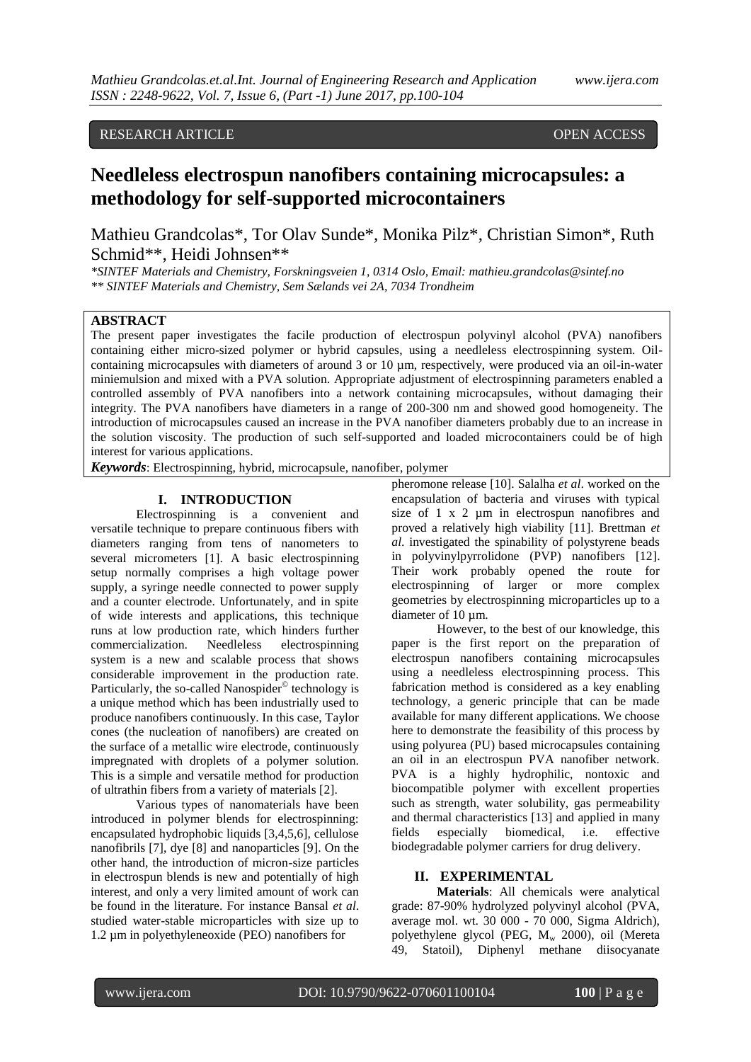RESEARCH ARTICLE OPEN ACCESS

# Needleless electrospun nanofibers containing microcapsules: a methodology for self-supported microcontainers

Mathieu Grandcolas*, Tor Olav Sunde*, Monika Pilz*, Christian Simon*, Ruth Schmid**, Heidi Johnsen**

*\*SINTEF Materials and Chemistry, Forskningsveien 1, 0314 Oslo, Email: mathieu.grandcolas@sintef.no*
*\*\* SINTEF Materials and Chemistry, Sem Sælands vei 2A, 7034 Trondheim*

## ABSTRACT

The present paper investigates the facile production of electrospun polyvinyl alcohol (PVA) nanofibers containing either micro-sized polymer or hybrid capsules, using a needleless electrospinning system. Oil-containing microcapsules with diameters of around 3 or 10 µm, respectively, were produced via an oil-in-water miniemulsion and mixed with a PVA solution. Appropriate adjustment of electrospinning parameters enabled a controlled assembly of PVA nanofibers into a network containing microcapsules, without damaging their integrity. The PVA nanofibers have diameters in a range of 200-300 nm and showed good homogeneity. The introduction of microcapsules caused an increase in the PVA nanofiber diameters probably due to an increase in the solution viscosity. The production of such self-supported and loaded microcontainers could be of high interest for various applications.

***Keywords***: Electrospinning, hybrid, microcapsule, nanofiber, polymer

## I. INTRODUCTION

Electrospinning is a convenient and versatile technique to prepare continuous fibers with diameters ranging from tens of nanometers to several micrometers [1]. A basic electrospinning setup normally comprises a high voltage power supply, a syringe needle connected to power supply and a counter electrode. Unfortunately, and in spite of wide interests and applications, this technique runs at low production rate, which hinders further commercialization. Needleless electrospinning system is a new and scalable process that shows considerable improvement in the production rate. Particularly, the so-called Nanospider© technology is a unique method which has been industrially used to produce nanofibers continuously. In this case, Taylor cones (the nucleation of nanofibers) are created on the surface of a metallic wire electrode, continuously impregnated with droplets of a polymer solution. This is a simple and versatile method for production of ultrathin fibers from a variety of materials [2].

Various types of nanomaterials have been introduced in polymer blends for electrospinning: encapsulated hydrophobic liquids [3,4,5,6], cellulose nanofibrils [7], dye [8] and nanoparticles [9]. On the other hand, the introduction of micron-size particles in electrospun blends is new and potentially of high interest, and only a very limited amount of work can be found in the literature. For instance Bansal *et al*. studied water-stable microparticles with size up to 1.2 µm in polyethyleneoxide (PEO) nanofibers for pheromone release [10]. Salalha *et al*. worked on the encapsulation of bacteria and viruses with typical size of 1 x 2 µm in electrospun nanofibres and proved a relatively high viability [11]. Brettman *et al*. investigated the spinability of polystyrene beads in polyvinylpyrrolidone (PVP) nanofibers [12]. Their work probably opened the route for electrospinning of larger or more complex geometries by electrospinning microparticles up to a diameter of 10 µm.

However, to the best of our knowledge, this paper is the first report on the preparation of electrospun nanofibers containing microcapsules using a needleless electrospinning process. This fabrication method is considered as a key enabling technology, a generic principle that can be made available for many different applications. We choose here to demonstrate the feasibility of this process by using polyurea (PU) based microcapsules containing an oil in an electrospun PVA nanofiber network. PVA is a highly hydrophilic, nontoxic and biocompatible polymer with excellent properties such as strength, water solubility, gas permeability and thermal characteristics [13] and applied in many fields especially biomedical, i.e. effective biodegradable polymer carriers for drug delivery.

## II. EXPERIMENTAL

**Materials**: All chemicals were analytical grade: 87-90% hydrolyzed polyvinyl alcohol (PVA, average mol. wt. 30 000 - 70 000, Sigma Aldrich), polyethylene glycol (PEG, $M_w$ 2000), oil (Mereta 49, Statoil), Diphenyl methane diisocyanate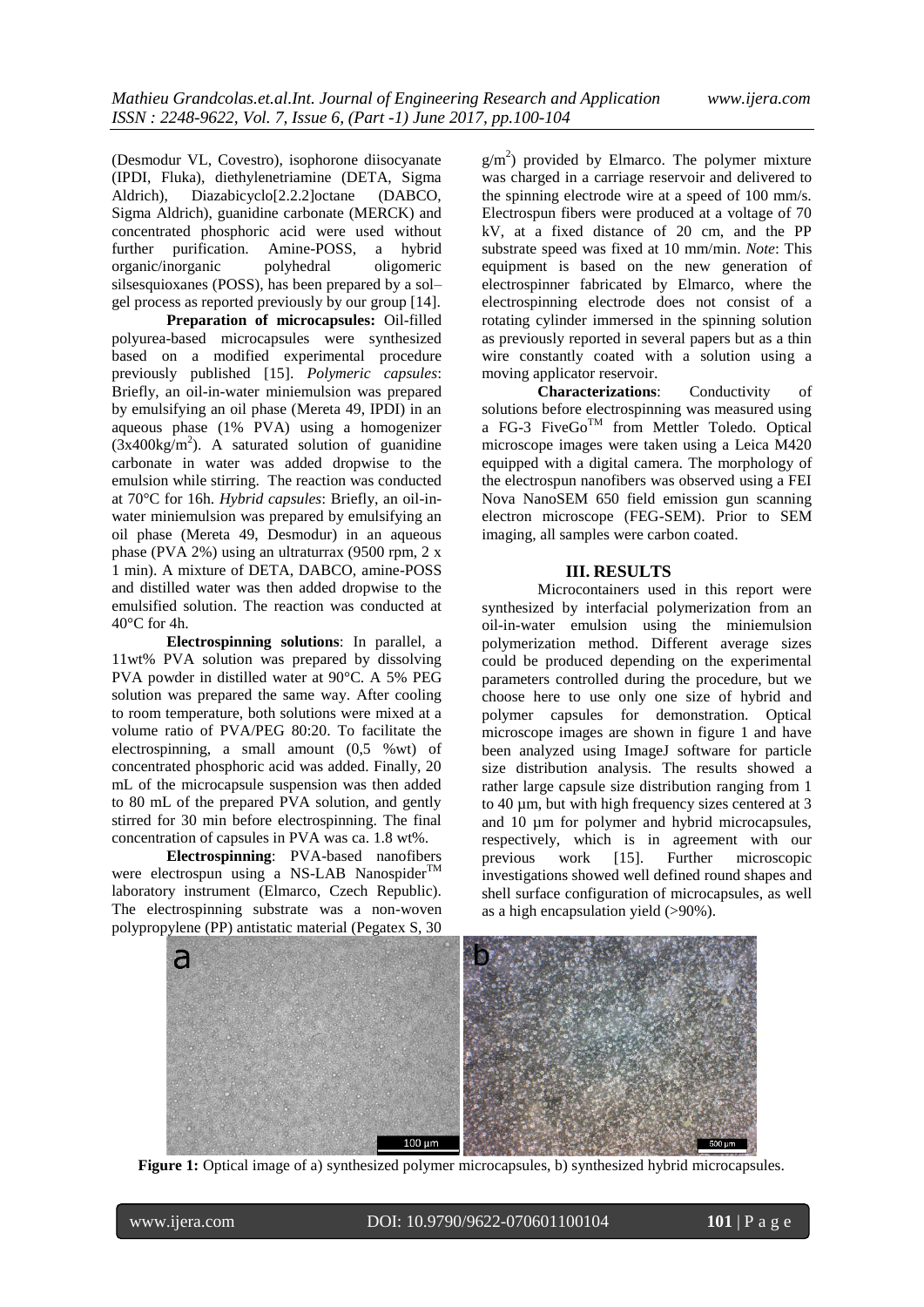(Desmodur VL, Covestro), isophorone diisocyanate (IPDI, Fluka), diethylenetriamine (DETA, Sigma Aldrich), Diazabicyclo[2.2.2]octane (DABCO, Sigma Aldrich), guanidine carbonate (MERCK) and concentrated phosphoric acid were used without further purification. Amine-POSS, a hybrid organic/inorganic polyhedral oligomeric silsesquioxanes (POSS), has been prepared by a sol–gel process as reported previously by our group [14].

**Preparation of microcapsules:** Oil-filled polyurea-based microcapsules were synthesized based on a modified experimental procedure previously published [15]. *Polymeric capsules*: Briefly, an oil-in-water miniemulsion was prepared by emulsifying an oil phase (Mereta 49, IPDI) in an aqueous phase (1% PVA) using a homogenizer ($3x400kg/m^2$). A saturated solution of guanidine carbonate in water was added dropwise to the emulsion while stirring. The reaction was conducted at 70°C for 16h. *Hybrid capsules*: Briefly, an oil-in-water miniemulsion was prepared by emulsifying an oil phase (Mereta 49, Desmodur) in an aqueous phase (PVA 2%) using an ultraturrax (9500 rpm, 2 x 1 min). A mixture of DETA, DABCO, amine-POSS and distilled water was then added dropwise to the emulsified solution. The reaction was conducted at 40°C for 4h.

**Electrospinning solutions**: In parallel, a 11wt% PVA solution was prepared by dissolving PVA powder in distilled water at 90°C. A 5% PEG solution was prepared the same way. After cooling to room temperature, both solutions were mixed at a volume ratio of PVA/PEG 80:20. To facilitate the electrospinning, a small amount (0,5 %wt) of concentrated phosphoric acid was added. Finally, 20 mL of the microcapsule suspension was then added to 80 mL of the prepared PVA solution, and gently stirred for 30 min before electrospinning. The final concentration of capsules in PVA was ca. 1.8 wt%.

**Electrospinning**: PVA-based nanofibers were electrospun using a NS-LAB Nanospider™ laboratory instrument (Elmarco, Czech Republic). The electrospinning substrate was a non-woven polypropylene (PP) antistatic material (Pegatex S, 30 $g/m^2$) provided by Elmarco. The polymer mixture was charged in a carriage reservoir and delivered to the spinning electrode wire at a speed of 100 mm/s. Electrospun fibers were produced at a voltage of 70 kV, at a fixed distance of 20 cm, and the PP substrate speed was fixed at 10 mm/min. *Note*: This equipment is based on the new generation of electrospinner fabricated by Elmarco, where the electrospinning electrode does not consist of a rotating cylinder immersed in the spinning solution as previously reported in several papers but as a thin wire constantly coated with a solution using a moving applicator reservoir.

**Characterizations**: Conductivity of solutions before electrospinning was measured using a FG-3 FiveGo™ from Mettler Toledo. Optical microscope images were taken using a Leica M420 equipped with a digital camera. The morphology of the electrospun nanofibers was observed using a FEI Nova NanoSEM 650 field emission gun scanning electron microscope (FEG-SEM). Prior to SEM imaging, all samples were carbon coated.

## III. RESULTS

Microcontainers used in this report were synthesized by interfacial polymerization from an oil-in-water emulsion using the miniemulsion polymerization method. Different average sizes could be produced depending on the experimental parameters controlled during the procedure, but we choose here to use only one size of hybrid and polymer capsules for demonstration. Optical microscope images are shown in figure 1 and have been analyzed using ImageJ software for particle size distribution analysis. The results showed a rather large capsule size distribution ranging from 1 to 40 µm, but with high frequency sizes centered at 3 and 10 µm for polymer and hybrid microcapsules, respectively, which is in agreement with our previous work [15]. Further microscopic investigations showed well defined round shapes and shell surface configuration of microcapsules, as well as a high encapsulation yield (>90%).

**Figure 1:** Optical image of a) synthesized polymer microcapsules, b) synthesized hybrid microcapsules.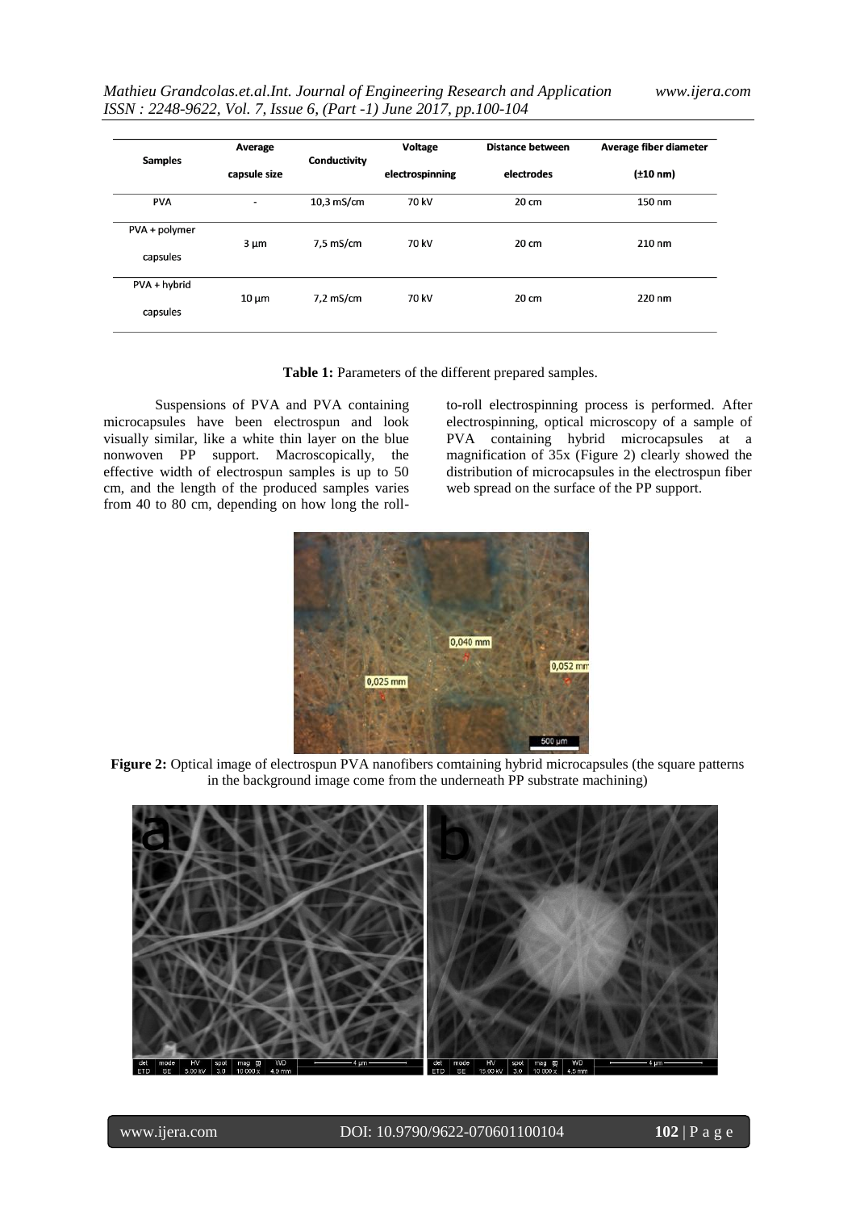| Samples | Average capsule size | Conductivity | Voltage electrospinning | Distance between electrodes | Average fiber diameter (±10 nm) |
|---|---|---|---|---|---|
| PVA | - | 10,3 mS/cm | 70 kV | 20 cm | 150 nm |
| PVA + polymer capsules | 3 µm | 7,5 mS/cm | 70 kV | 20 cm | 210 nm |
| PVA + hybrid capsules | 10 µm | 7,2 mS/cm | 70 kV | 20 cm | 220 nm |

**Table 1:** Parameters of the different prepared samples.

Suspensions of PVA and PVA containing microcapsules have been electrospun and look visually similar, like a white thin layer on the blue nonwoven PP support. Macroscopically, the effective width of electrospun samples is up to 50 cm, and the length of the produced samples varies from 40 to 80 cm, depending on how long the roll-to-roll electrospinning process is performed. After electrospinning, optical microscopy of a sample of PVA containing hybrid microcapsules at a magnification of 35x (Figure 2) clearly showed the distribution of microcapsules in the electrospun fiber web spread on the surface of the PP support.

**Figure 2:** Optical image of electrospun PVA nanofibers comtaining hybrid microcapsules (the square patterns in the background image come from the underneath PP substrate machining)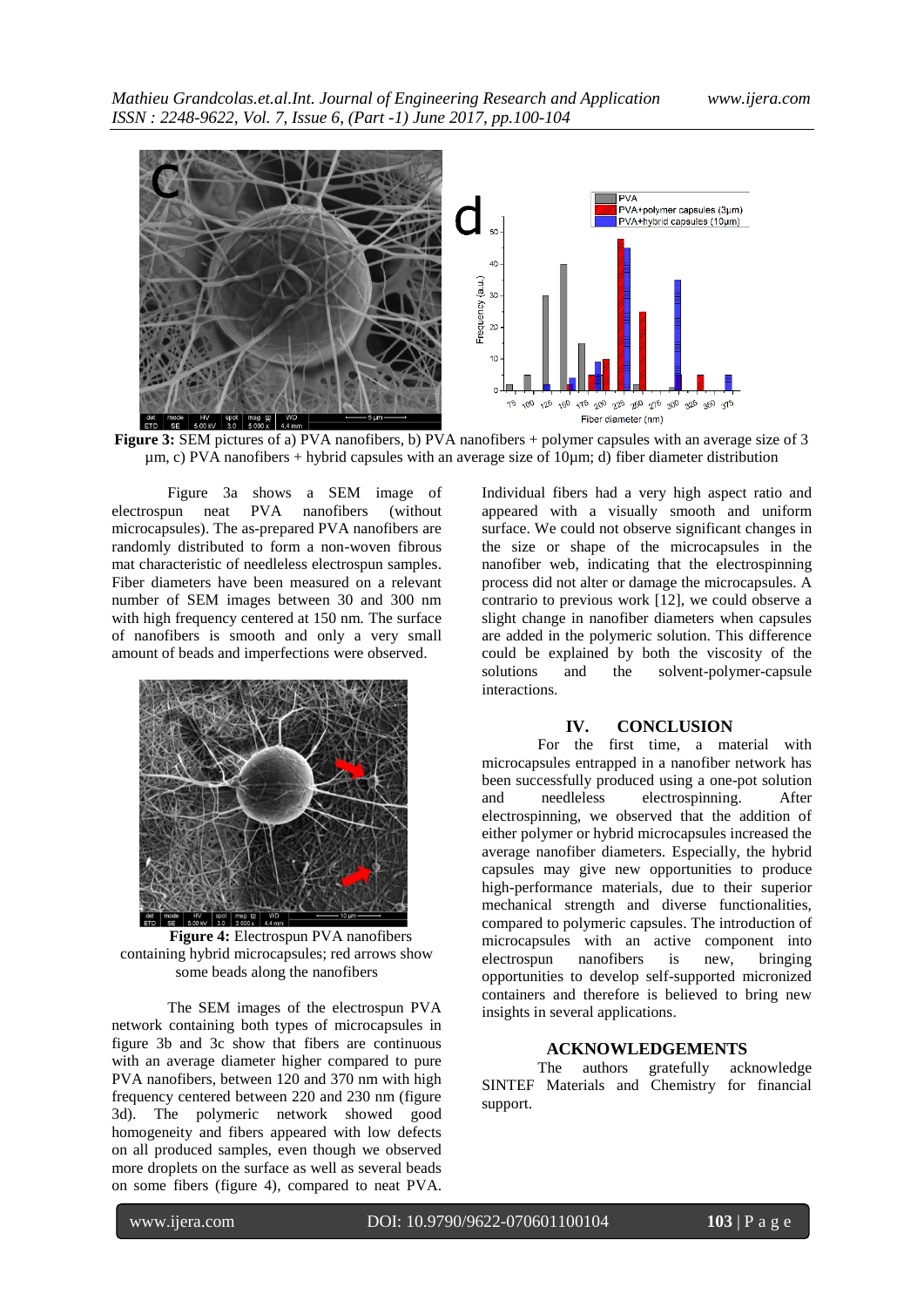**Figure 3:** SEM pictures of a) PVA nanofibers, b) PVA nanofibers + polymer capsules with an average size of 3 µm, c) PVA nanofibers + hybrid capsules with an average size of 10µm; d) fiber diameter distribution

Figure 3a shows a SEM image of electrospun neat PVA nanofibers (without microcapsules). The as-prepared PVA nanofibers are randomly distributed to form a non-woven fibrous mat characteristic of needleless electrospun samples. Fiber diameters have been measured on a relevant number of SEM images between 30 and 300 nm with high frequency centered at 150 nm. The surface of nanofibers is smooth and only a very small amount of beads and imperfections were observed.

**Figure 4:** Electrospun PVA nanofibers containing hybrid microcapsules; red arrows show some beads along the nanofibers

The SEM images of the electrospun PVA network containing both types of microcapsules in figure 3b and 3c show that fibers are continuous with an average diameter higher compared to pure PVA nanofibers, between 120 and 370 nm with high frequency centered between 220 and 230 nm (figure 3d). The polymeric network showed good homogeneity and fibers appeared with low defects on all produced samples, even though we observed more droplets on the surface as well as several beads on some fibers (figure 4), compared to neat PVA. Individual fibers had a very high aspect ratio and appeared with a visually smooth and uniform surface. We could not observe significant changes in the size or shape of the microcapsules in the nanofiber web, indicating that the electrospinning process did not alter or damage the microcapsules. A contrario to previous work [12], we could observe a slight change in nanofiber diameters when capsules are added in the polymeric solution. This difference could be explained by both the viscosity of the solutions and the solvent-polymer-capsule interactions.

## IV. CONCLUSION

For the first time, a material with microcapsules entrapped in a nanofiber network has been successfully produced using a one-pot solution and needleless electrospinning. After electrospinning, we observed that the addition of either polymer or hybrid microcapsules increased the average nanofiber diameters. Especially, the hybrid capsules may give new opportunities to produce high-performance materials, due to their superior mechanical strength and diverse functionalities, compared to polymeric capsules. The introduction of microcapsules with an active component into electrospun nanofibers is new, bringing opportunities to develop self-supported micronized containers and therefore is believed to bring new insights in several applications.

## ACKNOWLEDGEMENTS

The authors gratefully acknowledge SINTEF Materials and Chemistry for financial support.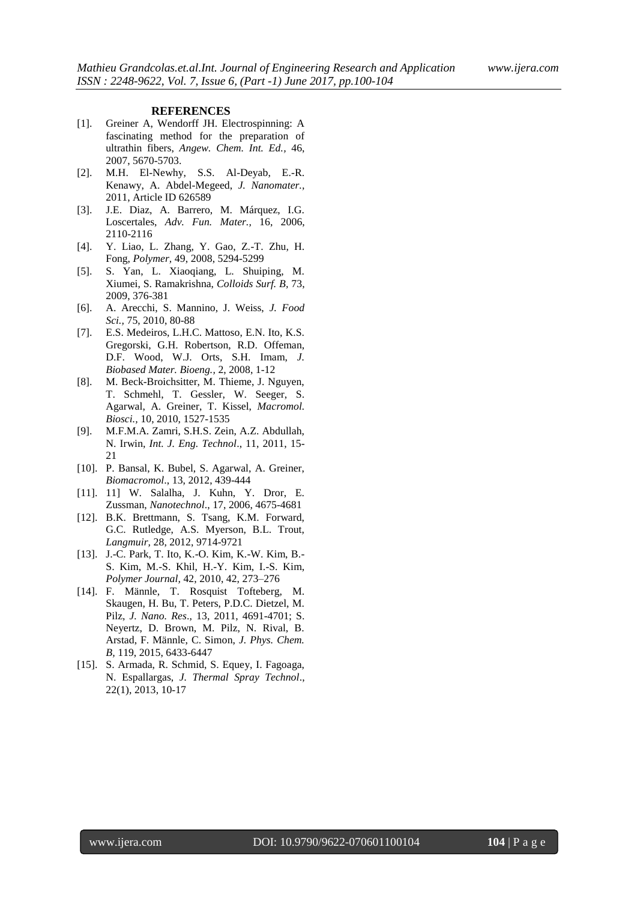## REFERENCES

[1]. Greiner A, Wendorff JH. Electrospinning: A fascinating method for the preparation of ultrathin fibers, *Angew. Chem. Int. Ed.*, 46, 2007, 5670-5703.

[2]. M.H. El-Newhy, S.S. Al-Deyab, E.-R. Kenawy, A. Abdel-Megeed, *J. Nanomater.*, 2011, Article ID 626589

[3]. J.E. Diaz, A. Barrero, M. Márquez, I.G. Loscertales, *Adv. Fun. Mater.*, 16, 2006, 2110-2116

[4]. Y. Liao, L. Zhang, Y. Gao, Z.-T. Zhu, H. Fong, *Polymer*, 49, 2008, 5294-5299

[5]. S. Yan, L. Xiaoqiang, L. Shuiping, M. Xiumei, S. Ramakrishna, *Colloids Surf. B*, 73, 2009, 376-381

[6]. A. Arecchi, S. Mannino, J. Weiss, *J. Food Sci.*, 75, 2010, 80-88

[7]. E.S. Medeiros, L.H.C. Mattoso, E.N. Ito, K.S. Gregorski, G.H. Robertson, R.D. Offeman, D.F. Wood, W.J. Orts, S.H. Imam, *J. Biobased Mater. Bioeng.*, 2, 2008, 1-12

[8]. M. Beck-Broichsitter, M. Thieme, J. Nguyen, T. Schmehl, T. Gessler, W. Seeger, S. Agarwal, A. Greiner, T. Kissel, *Macromol. Biosci.*, 10, 2010, 1527-1535

[9]. M.F.M.A. Zamri, S.H.S. Zein, A.Z. Abdullah, N. Irwin, *Int. J. Eng. Technol*., 11, 2011, 15-21

[10]. P. Bansal, K. Bubel, S. Agarwal, A. Greiner, *Biomacromol*., 13, 2012, 439-444

[11]. 11] W. Salalha, J. Kuhn, Y. Dror, E. Zussman, *Nanotechnol*., 17, 2006, 4675-4681

[12]. B.K. Brettmann, S. Tsang, K.M. Forward, G.C. Rutledge, A.S. Myerson, B.L. Trout, *Langmuir*, 28, 2012, 9714-9721

[13]. J.-C. Park, T. Ito, K.-O. Kim, K.-W. Kim, B.-S. Kim, M.-S. Khil, H.-Y. Kim, I.-S. Kim, *Polymer Journal*, 42, 2010, 42, 273–276

[14]. F. Männle, T. Rosquist Tofteberg, M. Skaugen, H. Bu, T. Peters, P.D.C. Dietzel, M. Pilz, *J. Nano. Res*., 13, 2011, 4691-4701; S. Neyertz, D. Brown, M. Pilz, N. Rival, B. Arstad, F. Männle, C. Simon, *J. Phys. Chem. B*, 119, 2015, 6433-6447

[15]. S. Armada, R. Schmid, S. Equey, I. Fagoaga, N. Espallargas, *J. Thermal Spray Technol*., 22(1), 2013, 10-17